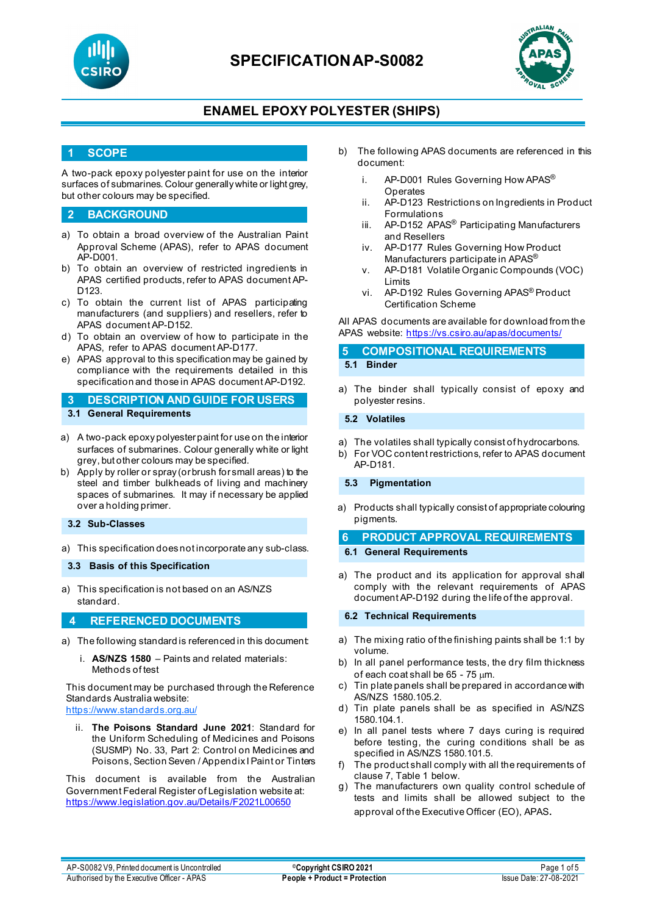# SPECIFICATION AP-S0082

## ENAMEL EPOXY POLYESTER (SHIPS)

## 1 SCOPE

A two-pack epoxy polyester paint for use on the interior surfaces of submarines. Colour generally white or light grey, but other colours may be specified.

## 2 BACKGROUND

a) To obtain a broad overview of the Australian Paint Approval Scheme (APAS), refer to APAS document AP-D001.
b) To obtain an overview of restricted ingredients in APAS certified products, refer to APAS document AP-D123.
c) To obtain the current list of APAS participating manufacturers (and suppliers) and resellers, refer to APAS document AP-D152.
d) To obtain an overview of how to participate in the APAS, refer to APAS document AP-D177.
e) APAS approval to this specification may be gained by compliance with the requirements detailed in this specification and those in APAS document AP-D192.

## 3 DESCRIPTION AND GUIDE FOR USERS

### 3.1 General Requirements

a) A two-pack epoxy polyester paint for use on the interior surfaces of submarines. Colour generally white or light grey, but other colours may be specified.
b) Apply by roller or spray (or brush for small areas) to the steel and timber bulkheads of living and machinery spaces of submarines. It may if necessary be applied over a holding primer.

### 3.2 Sub-Classes

a) This specification does not incorporate any sub-class.

### 3.3 Basis of this Specification

a) This specification is not based on an AS/NZS standard.

## 4 REFERENCED DOCUMENTS

a) The following standard is referenced in this document:

   i. **AS/NZS 1580** – Paints and related materials: Methods of test

This document may be purchased through the Reference Standards Australia website:
https://www.standards.org.au/

   ii. **The Poisons Standard June 2021**: Standard for the Uniform Scheduling of Medicines and Poisons (SUSMP) No. 33, Part 2: Control on Medicines and Poisons, Section Seven / Appendix I Paint or Tinters

This document is available from the Australian Government Federal Register of Legislation website at:
https://www.legislation.gov.au/Details/F2021L00650

b) The following APAS documents are referenced in this document:

   i. AP-D001 Rules Governing How APAS® Operates
   ii. AP-D123 Restrictions on Ingredients in Product Formulations
   iii. AP-D152 APAS® Participating Manufacturers and Resellers
   iv. AP-D177 Rules Governing How Product Manufacturers participate in APAS®
   v. AP-D181 Volatile Organic Compounds (VOC) Limits
   vi. AP-D192 Rules Governing APAS® Product Certification Scheme

All APAS documents are available for download from the APAS website: https://vs.csiro.au/apas/documents/

## 5 COMPOSITIONAL REQUIREMENTS

### 5.1 Binder

a) The binder shall typically consist of epoxy and polyester resins.

### 5.2 Volatiles

a) The volatiles shall typically consist of hydrocarbons.
b) For VOC content restrictions, refer to APAS document AP-D181.

### 5.3 Pigmentation

a) Products shall typically consist of appropriate colouring pigments.

## 6 PRODUCT APPROVAL REQUIREMENTS

### 6.1 General Requirements

a) The product and its application for approval shall comply with the relevant requirements of APAS document AP-D192 during the life of the approval.

### 6.2 Technical Requirements

a) The mixing ratio of the finishing paints shall be 1:1 by volume.
b) In all panel performance tests, the dry film thickness of each coat shall be 65 - 75 µm.
c) Tin plate panels shall be prepared in accordance with AS/NZS 1580.105.2.
d) Tin plate panels shall be as specified in AS/NZS 1580.104.1.
e) In all panel tests where 7 days curing is required before testing, the curing conditions shall be as specified in AS/NZS 1580.101.5.
f) The product shall comply with all the requirements of clause 7, Table 1 below.
g) The manufacturers own quality control schedule of tests and limits shall be allowed subject to the approval of the Executive Officer (EO), APAS.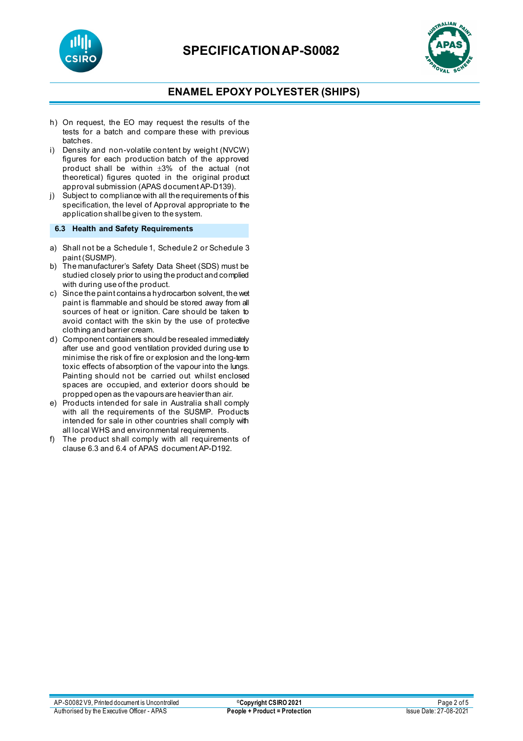h) On request, the EO may request the results of the tests for a batch and compare these with previous batches.
i) Density and non-volatile content by weight (NVCW) figures for each production batch of the approved product shall be within ±3% of the actual (not theoretical) figures quoted in the original product approval submission (APAS document AP-D139).
j) Subject to compliance with all the requirements of this specification, the level of Approval appropriate to the application shall be given to the system.

### 6.3 Health and Safety Requirements

a) Shall not be a Schedule 1, Schedule 2 or Schedule 3 paint (SUSMP).
b) The manufacturer's Safety Data Sheet (SDS) must be studied closely prior to using the product and complied with during use of the product.
c) Since the paint contains a hydrocarbon solvent, the wet paint is flammable and should be stored away from all sources of heat or ignition. Care should be taken to avoid contact with the skin by the use of protective clothing and barrier cream.
d) Component containers should be resealed immediately after use and good ventilation provided during use to minimise the risk of fire or explosion and the long-term toxic effects of absorption of the vapour into the lungs. Painting should not be carried out whilst enclosed spaces are occupied, and exterior doors should be propped open as the vapours are heavier than air.
e) Products intended for sale in Australia shall comply with all the requirements of the SUSMP. Products intended for sale in other countries shall comply with all local WHS and environmental requirements.
f) The product shall comply with all requirements of clause 6.3 and 6.4 of APAS document AP-D192.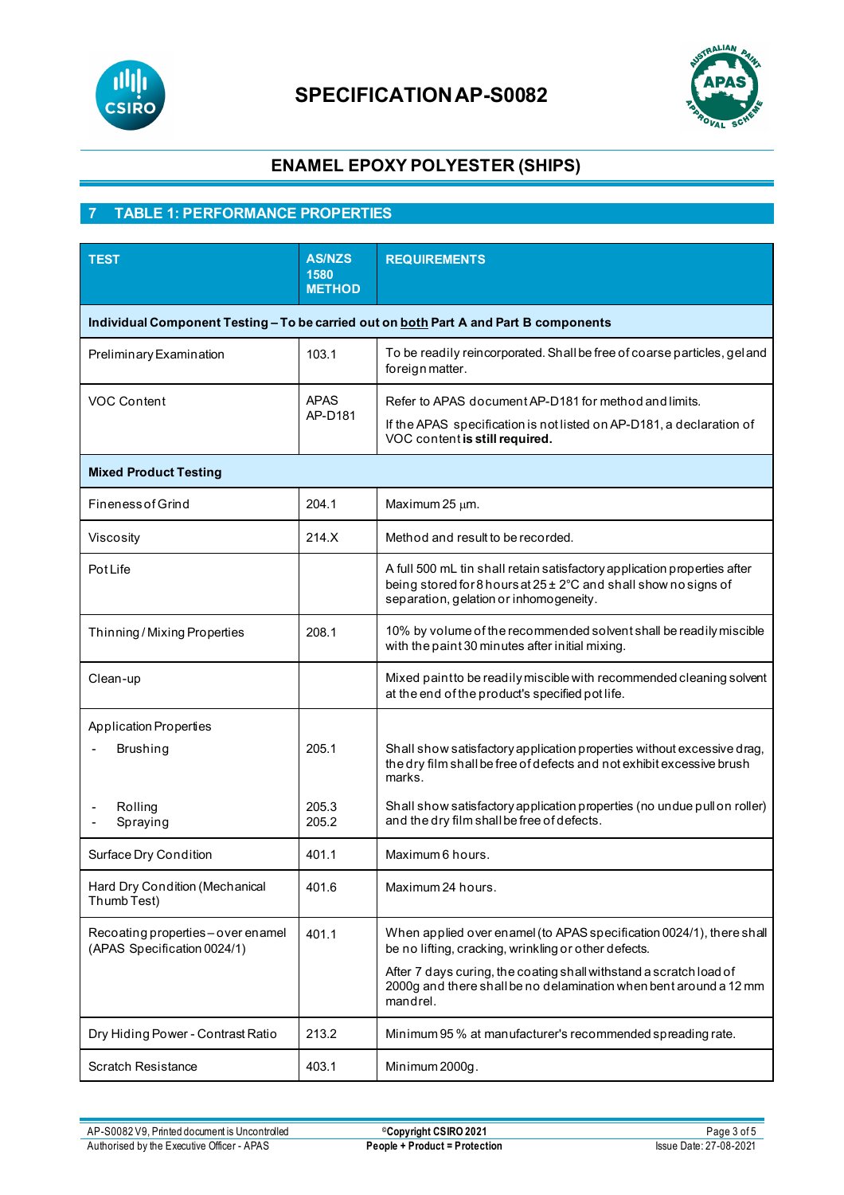# SPECIFICATION AP-S0082

## ENAMEL EPOXY POLYESTER (SHIPS)

## 7 TABLE 1: PERFORMANCE PROPERTIES

| TEST | AS/NZS 1580 METHOD | REQUIREMENTS |
|---|---|---|
| **Individual Component Testing – To be carried out on both Part A and Part B components** | | |
| Preliminary Examination | 103.1 | To be readily reincorporated. Shall be free of coarse particles, gel and foreign matter. |
| VOC Content | APAS AP-D181 | Refer to APAS document AP-D181 for method and limits.<br>If the APAS specification is not listed on AP-D181, a declaration of VOC content **is still required.** |
| **Mixed Product Testing** | | |
| Fineness of Grind | 204.1 | Maximum 25 μm. |
| Viscosity | 214.X | Method and result to be recorded. |
| Pot Life | | A full 500 mL tin shall retain satisfactory application properties after being stored for 8 hours at 25 ± 2°C and shall show no signs of separation, gelation or inhomogeneity. |
| Thinning / Mixing Properties | 208.1 | 10% by volume of the recommended solvent shall be readily miscible with the paint 30 minutes after initial mixing. |
| Clean-up | | Mixed paint to be readily miscible with recommended cleaning solvent at the end of the product's specified pot life. |
| Application Properties<br>- Brushing | 205.1 | Shall show satisfactory application properties without excessive drag, the dry film shall be free of defects and not exhibit excessive brush marks. |
| - Rolling<br>- Spraying | 205.3<br>205.2 | Shall show satisfactory application properties (no undue pull on roller) and the dry film shall be free of defects. |
| Surface Dry Condition | 401.1 | Maximum 6 hours. |
| Hard Dry Condition (Mechanical Thumb Test) | 401.6 | Maximum 24 hours. |
| Recoating properties – over enamel (APAS Specification 0024/1) | 401.1 | When applied over enamel (to APAS specification 0024/1), there shall be no lifting, cracking, wrinkling or other defects.<br>After 7 days curing, the coating shall withstand a scratch load of 2000g and there shall be no delamination when bent around a 12 mm mandrel. |
| Dry Hiding Power - Contrast Ratio | 213.2 | Minimum 95 % at manufacturer's recommended spreading rate. |
| Scratch Resistance | 403.1 | Minimum 2000g. |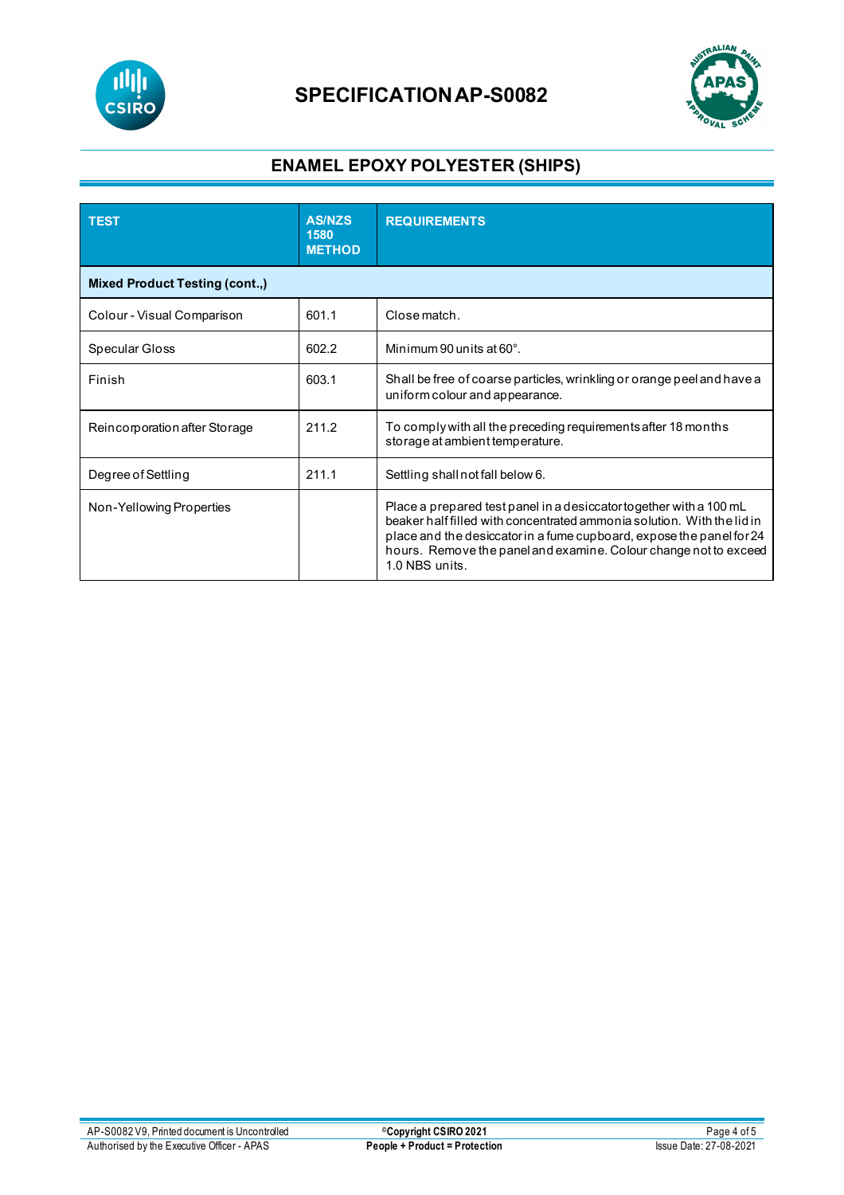# SPECIFICATION AP-S0082

## ENAMEL EPOXY POLYESTER (SHIPS)

| TEST | AS/NZS 1580 METHOD | REQUIREMENTS |
|---|---|---|
| **Mixed Product Testing (cont.,)** | | |
| Colour - Visual Comparison | 601.1 | Close match. |
| Specular Gloss | 602.2 | Minimum 90 units at 60°. |
| Finish | 603.1 | Shall be free of coarse particles, wrinkling or orange peel and have a uniform colour and appearance. |
| Reincorporation after Storage | 211.2 | To comply with all the preceding requirements after 18 months storage at ambient temperature. |
| Degree of Settling | 211.1 | Settling shall not fall below 6. |
| Non-Yellowing Properties | | Place a prepared test panel in a desiccator together with a 100 mL beaker half filled with concentrated ammonia solution. With the lid in place and the desiccator in a fume cupboard, expose the panel for 24 hours. Remove the panel and examine. Colour change not to exceed 1.0 NBS units. |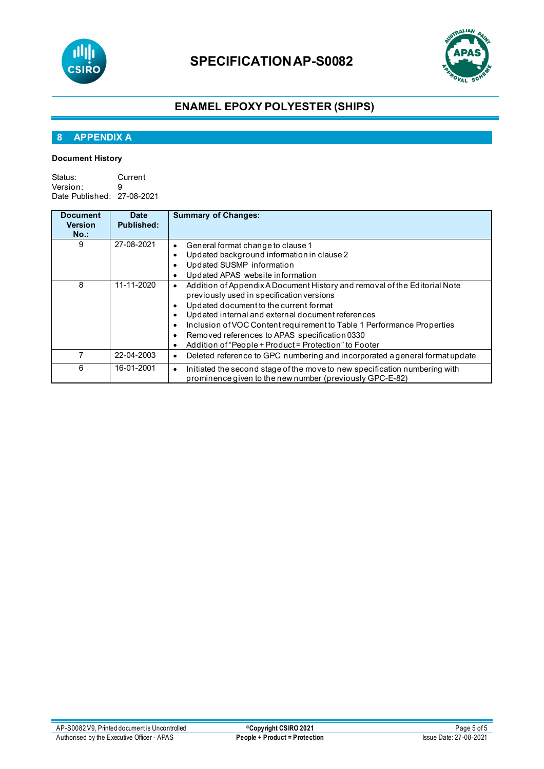## 8 APPENDIX A

**Document History**

Status: Current
Version: 9
Date Published: 27-08-2021

| Document Version No.: | Date Published: | Summary of Changes: |
|---|---|---|
| 9 | 27-08-2021 | • General format change to clause 1<br>• Updated background information in clause 2<br>• Updated SUSMP information<br>• Updated APAS website information |
| 8 | 11-11-2020 | • Addition of Appendix A Document History and removal of the Editorial Note previously used in specification versions<br>• Updated document to the current format<br>• Updated internal and external document references<br>• Inclusion of VOC Content requirement to Table 1 Performance Properties<br>• Removed references to APAS specification 0330<br>• Addition of "People + Product = Protection" to Footer |
| 7 | 22-04-2003 | • Deleted reference to GPC numbering and incorporated a general format update |
| 6 | 16-01-2001 | • Initiated the second stage of the move to new specification numbering with prominence given to the new number (previously GPC-E-82) |